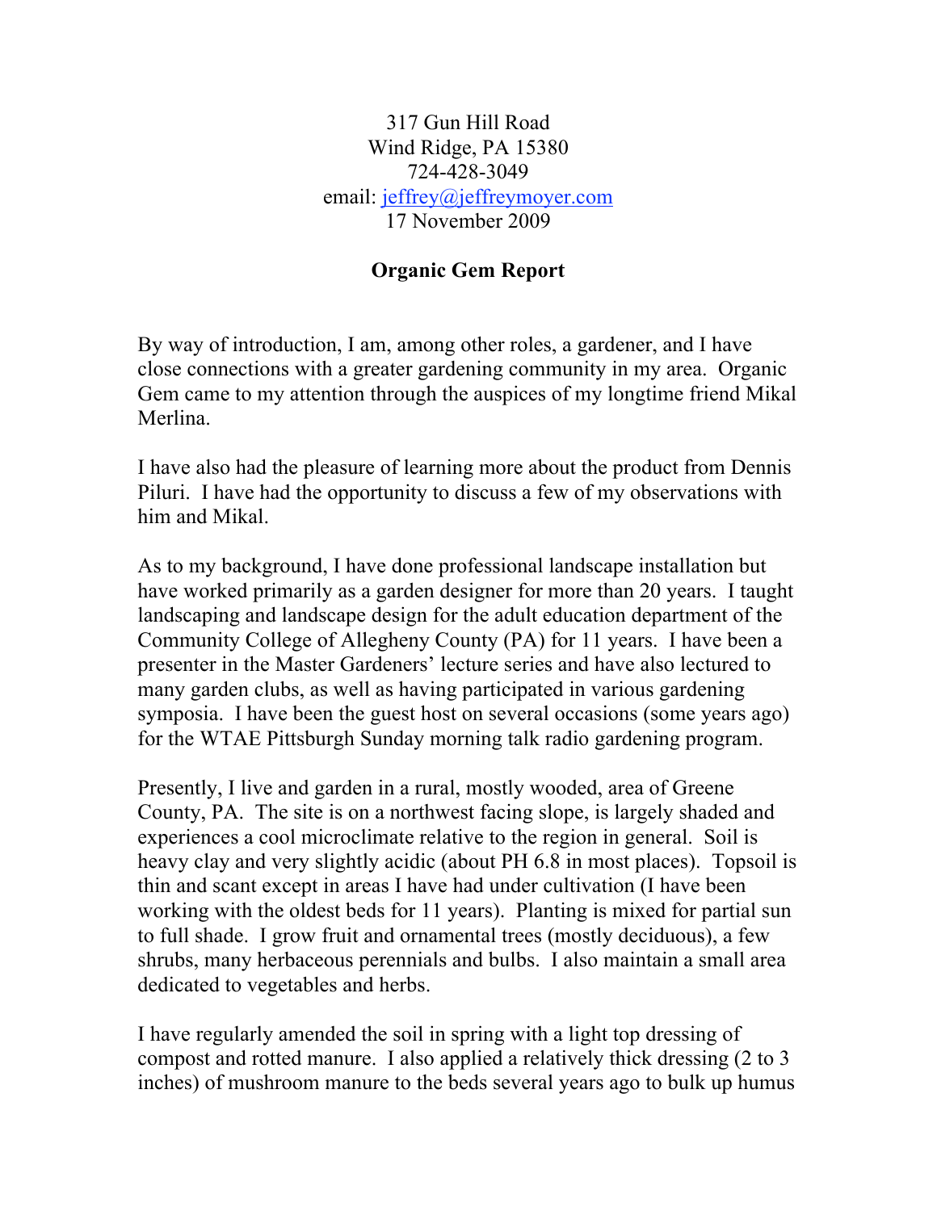317 Gun Hill Road
Wind Ridge, PA 15380
724-428-3049
email: jeffrey@jeffreymoyer.com
17 November 2009

**Organic Gem Report**

By way of introduction, I am, among other roles, a gardener, and I have close connections with a greater gardening community in my area. Organic Gem came to my attention through the auspices of my longtime friend Mikal Merlina.

I have also had the pleasure of learning more about the product from Dennis Piluri. I have had the opportunity to discuss a few of my observations with him and Mikal.

As to my background, I have done professional landscape installation but have worked primarily as a garden designer for more than 20 years. I taught landscaping and landscape design for the adult education department of the Community College of Allegheny County (PA) for 11 years. I have been a presenter in the Master Gardeners' lecture series and have also lectured to many garden clubs, as well as having participated in various gardening symposia. I have been the guest host on several occasions (some years ago) for the WTAE Pittsburgh Sunday morning talk radio gardening program.

Presently, I live and garden in a rural, mostly wooded, area of Greene County, PA. The site is on a northwest facing slope, is largely shaded and experiences a cool microclimate relative to the region in general. Soil is heavy clay and very slightly acidic (about PH 6.8 in most places). Topsoil is thin and scant except in areas I have had under cultivation (I have been working with the oldest beds for 11 years). Planting is mixed for partial sun to full shade. I grow fruit and ornamental trees (mostly deciduous), a few shrubs, many herbaceous perennials and bulbs. I also maintain a small area dedicated to vegetables and herbs.

I have regularly amended the soil in spring with a light top dressing of compost and rotted manure. I also applied a relatively thick dressing (2 to 3 inches) of mushroom manure to the beds several years ago to bulk up humus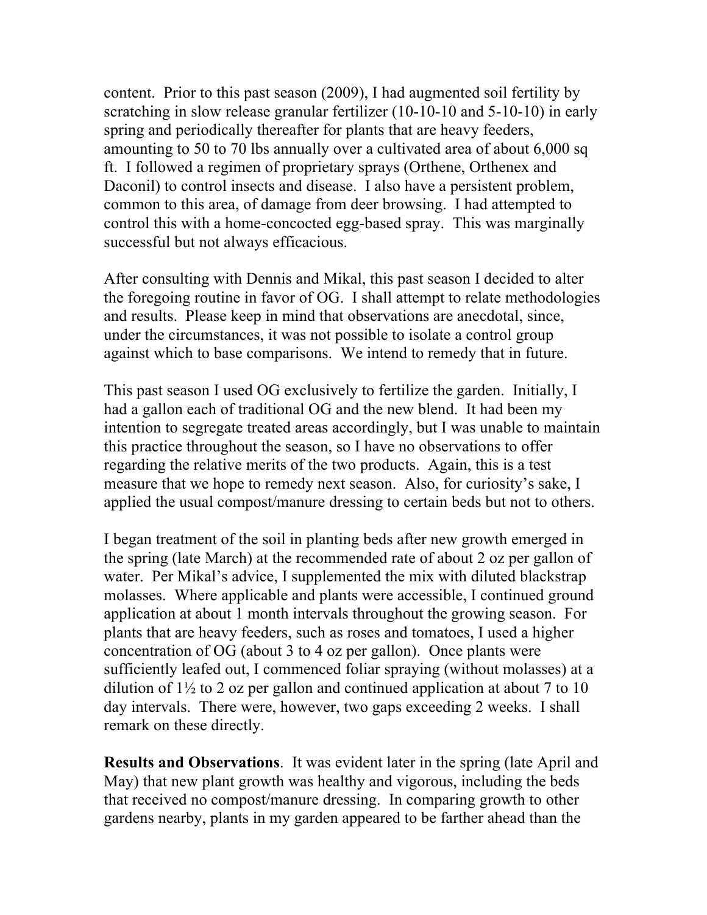content. Prior to this past season (2009), I had augmented soil fertility by scratching in slow release granular fertilizer (10-10-10 and 5-10-10) in early spring and periodically thereafter for plants that are heavy feeders, amounting to 50 to 70 lbs annually over a cultivated area of about 6,000 sq ft. I followed a regimen of proprietary sprays (Orthene, Orthenex and Daconil) to control insects and disease. I also have a persistent problem, common to this area, of damage from deer browsing. I had attempted to control this with a home-concocted egg-based spray. This was marginally successful but not always efficacious.

After consulting with Dennis and Mikal, this past season I decided to alter the foregoing routine in favor of OG. I shall attempt to relate methodologies and results. Please keep in mind that observations are anecdotal, since, under the circumstances, it was not possible to isolate a control group against which to base comparisons. We intend to remedy that in future.

This past season I used OG exclusively to fertilize the garden. Initially, I had a gallon each of traditional OG and the new blend. It had been my intention to segregate treated areas accordingly, but I was unable to maintain this practice throughout the season, so I have no observations to offer regarding the relative merits of the two products. Again, this is a test measure that we hope to remedy next season. Also, for curiosity's sake, I applied the usual compost/manure dressing to certain beds but not to others.

I began treatment of the soil in planting beds after new growth emerged in the spring (late March) at the recommended rate of about 2 oz per gallon of water. Per Mikal's advice, I supplemented the mix with diluted blackstrap molasses. Where applicable and plants were accessible, I continued ground application at about 1 month intervals throughout the growing season. For plants that are heavy feeders, such as roses and tomatoes, I used a higher concentration of OG (about 3 to 4 oz per gallon). Once plants were sufficiently leafed out, I commenced foliar spraying (without molasses) at a dilution of 1½ to 2 oz per gallon and continued application at about 7 to 10 day intervals. There were, however, two gaps exceeding 2 weeks. I shall remark on these directly.

**Results and Observations**. It was evident later in the spring (late April and May) that new plant growth was healthy and vigorous, including the beds that received no compost/manure dressing. In comparing growth to other gardens nearby, plants in my garden appeared to be farther ahead than the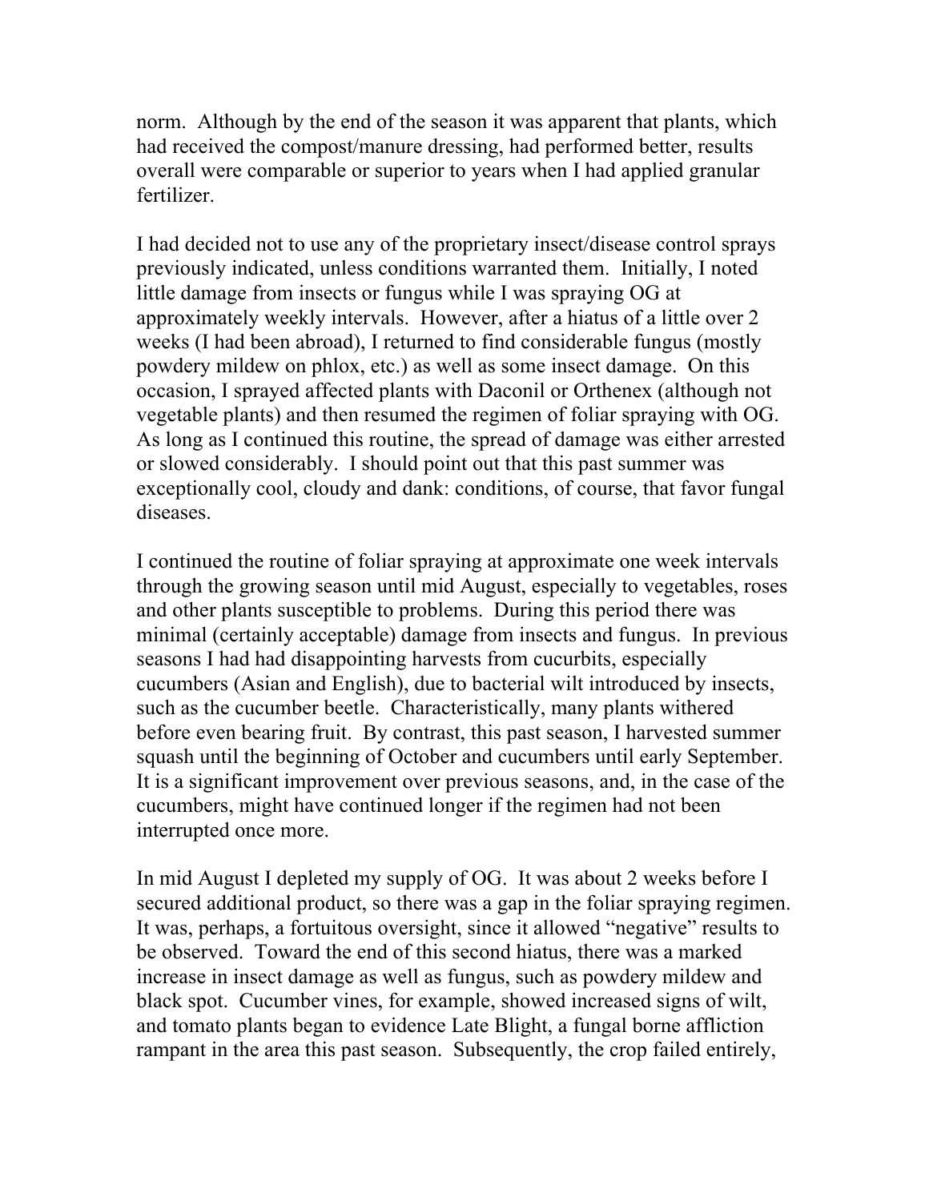norm. Although by the end of the season it was apparent that plants, which had received the compost/manure dressing, had performed better, results overall were comparable or superior to years when I had applied granular fertilizer.

I had decided not to use any of the proprietary insect/disease control sprays previously indicated, unless conditions warranted them. Initially, I noted little damage from insects or fungus while I was spraying OG at approximately weekly intervals. However, after a hiatus of a little over 2 weeks (I had been abroad), I returned to find considerable fungus (mostly powdery mildew on phlox, etc.) as well as some insect damage. On this occasion, I sprayed affected plants with Daconil or Orthenex (although not vegetable plants) and then resumed the regimen of foliar spraying with OG. As long as I continued this routine, the spread of damage was either arrested or slowed considerably. I should point out that this past summer was exceptionally cool, cloudy and dank: conditions, of course, that favor fungal diseases.

I continued the routine of foliar spraying at approximate one week intervals through the growing season until mid August, especially to vegetables, roses and other plants susceptible to problems. During this period there was minimal (certainly acceptable) damage from insects and fungus. In previous seasons I had had disappointing harvests from cucurbits, especially cucumbers (Asian and English), due to bacterial wilt introduced by insects, such as the cucumber beetle. Characteristically, many plants withered before even bearing fruit. By contrast, this past season, I harvested summer squash until the beginning of October and cucumbers until early September. It is a significant improvement over previous seasons, and, in the case of the cucumbers, might have continued longer if the regimen had not been interrupted once more.

In mid August I depleted my supply of OG. It was about 2 weeks before I secured additional product, so there was a gap in the foliar spraying regimen. It was, perhaps, a fortuitous oversight, since it allowed "negative" results to be observed. Toward the end of this second hiatus, there was a marked increase in insect damage as well as fungus, such as powdery mildew and black spot. Cucumber vines, for example, showed increased signs of wilt, and tomato plants began to evidence Late Blight, a fungal borne affliction rampant in the area this past season. Subsequently, the crop failed entirely,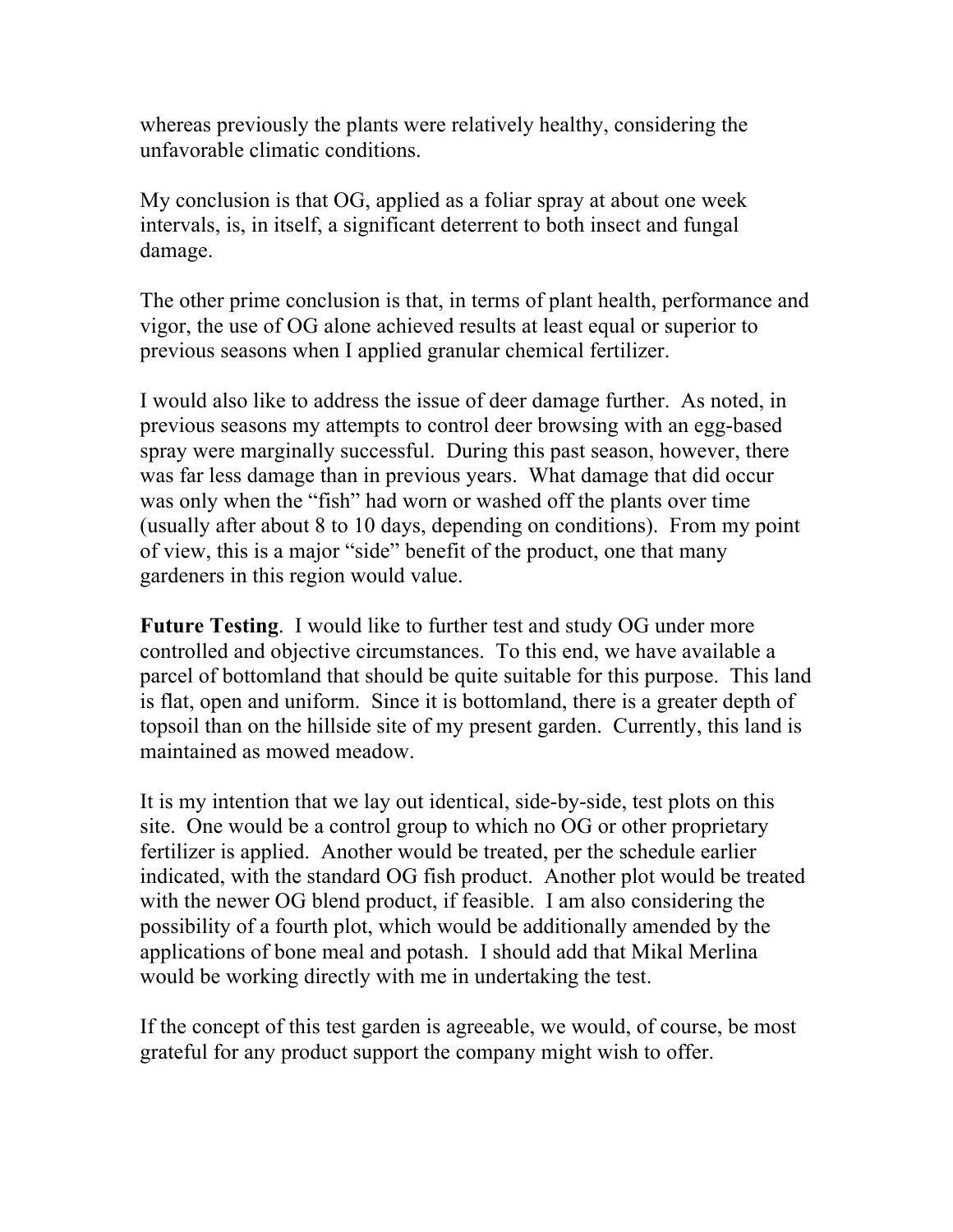whereas previously the plants were relatively healthy, considering the unfavorable climatic conditions.

My conclusion is that OG, applied as a foliar spray at about one week intervals, is, in itself, a significant deterrent to both insect and fungal damage.

The other prime conclusion is that, in terms of plant health, performance and vigor, the use of OG alone achieved results at least equal or superior to previous seasons when I applied granular chemical fertilizer.

I would also like to address the issue of deer damage further. As noted, in previous seasons my attempts to control deer browsing with an egg-based spray were marginally successful. During this past season, however, there was far less damage than in previous years. What damage that did occur was only when the "fish" had worn or washed off the plants over time (usually after about 8 to 10 days, depending on conditions). From my point of view, this is a major "side" benefit of the product, one that many gardeners in this region would value.

**Future Testing**. I would like to further test and study OG under more controlled and objective circumstances. To this end, we have available a parcel of bottomland that should be quite suitable for this purpose. This land is flat, open and uniform. Since it is bottomland, there is a greater depth of topsoil than on the hillside site of my present garden. Currently, this land is maintained as mowed meadow.

It is my intention that we lay out identical, side-by-side, test plots on this site. One would be a control group to which no OG or other proprietary fertilizer is applied. Another would be treated, per the schedule earlier indicated, with the standard OG fish product. Another plot would be treated with the newer OG blend product, if feasible. I am also considering the possibility of a fourth plot, which would be additionally amended by the applications of bone meal and potash. I should add that Mikal Merlina would be working directly with me in undertaking the test.

If the concept of this test garden is agreeable, we would, of course, be most grateful for any product support the company might wish to offer.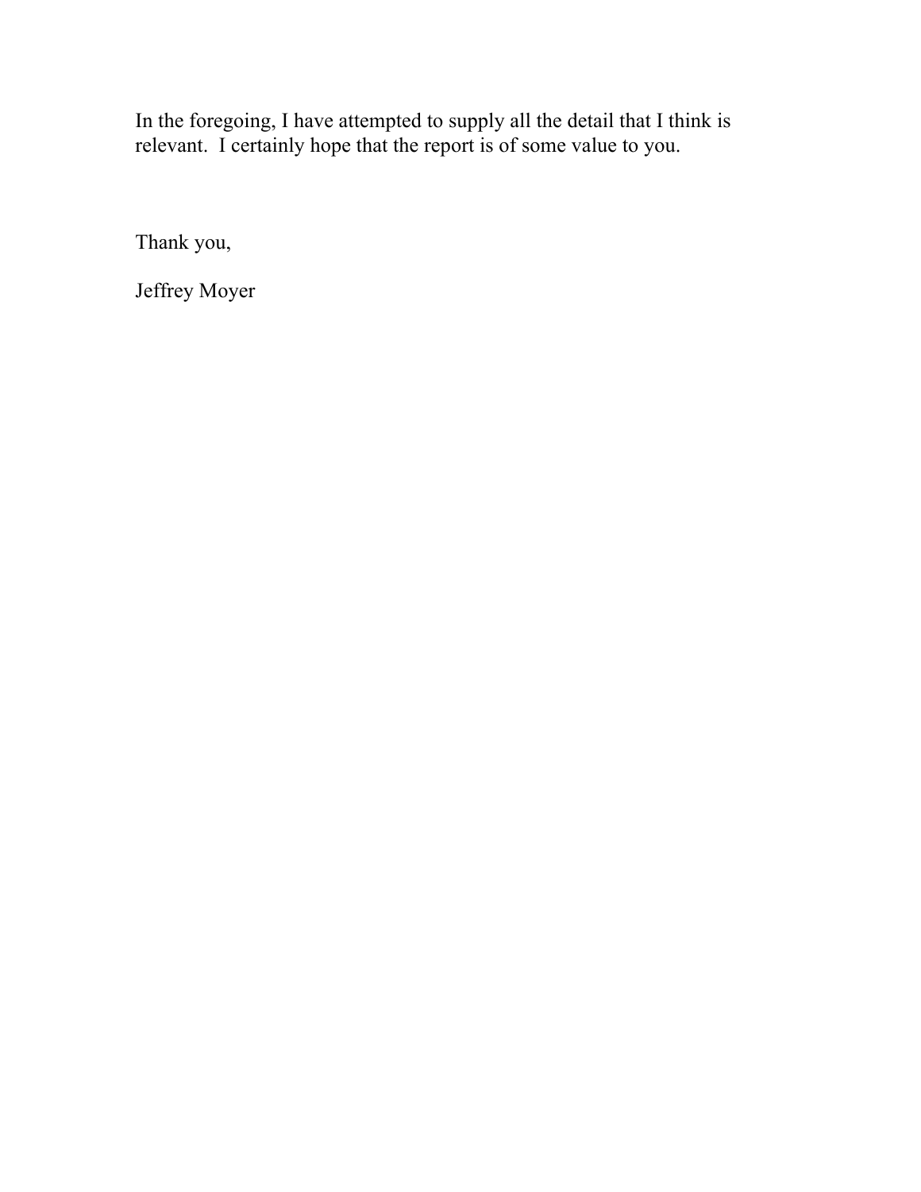In the foregoing, I have attempted to supply all the detail that I think is relevant.  I certainly hope that the report is of some value to you.

Thank you,

Jeffrey Moyer